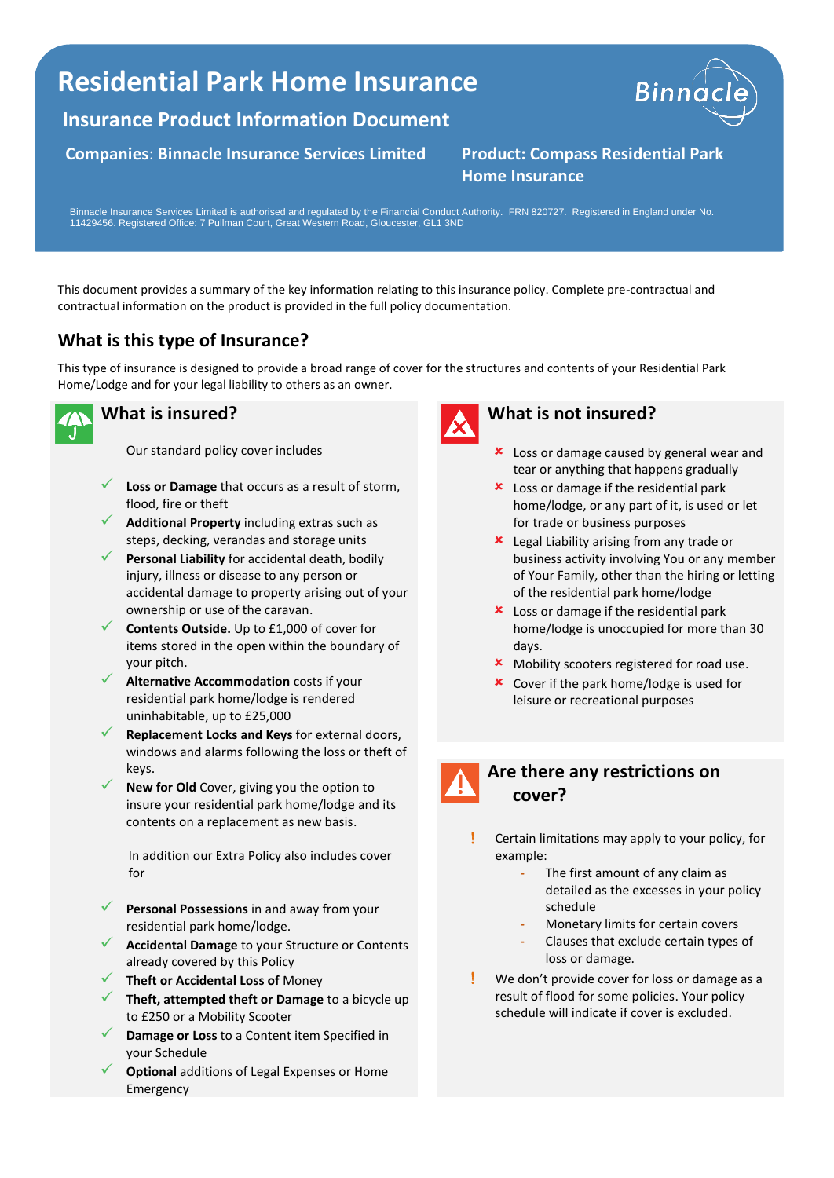# Residential Park Home Insurance

## Insurance Product Information Document

**Companies: Binnacle Insurance Services Limited**

**Product: Compass Residential Park Home Insurance**

Binnacle Insurance Services Limited is authorised and regulated by the Financial Conduct Authority. FRN 820727. Registered in England under No. 11429456. Registered Office: 7 Pullman Court, Great Western Road, Gloucester, GL1 3ND

This document provides a summary of the key information relating to this insurance policy. Complete pre-contractual and contractual information on the product is provided in the full policy documentation.

## What is this type of Insurance?

This type of insurance is designed to provide a broad range of cover for the structures and contents of your Residential Park Home/Lodge and for your legal liability to others as an owner.

## What is insured?

Our standard policy cover includes

- ✓ **Loss or Damage** that occurs as a result of storm, flood, fire or theft
- ✓ **Additional Property** including extras such as steps, decking, verandas and storage units
- ✓ **Personal Liability** for accidental death, bodily injury, illness or disease to any person or accidental damage to property arising out of your ownership or use of the caravan.
- ✓ **Contents Outside.** Up to £1,000 of cover for items stored in the open within the boundary of your pitch.
- ✓ **Alternative Accommodation** costs if your residential park home/lodge is rendered uninhabitable, up to £25,000
- ✓ **Replacement Locks and Keys** for external doors, windows and alarms following the loss or theft of keys.
- ✓ **New for Old** Cover, giving you the option to insure your residential park home/lodge and its contents on a replacement as new basis.

In addition our Extra Policy also includes cover for

- ✓ **Personal Possessions** in and away from your residential park home/lodge.
- ✓ **Accidental Damage** to your Structure or Contents already covered by this Policy
- ✓ **Theft or Accidental Loss of** Money
- ✓ **Theft, attempted theft or Damage** to a bicycle up to £250 or a Mobility Scooter
- ✓ **Damage or Loss** to a Content item Specified in your Schedule
- ✓ **Optional** additions of Legal Expenses or Home Emergency

## What is not insured?

- ✗ Loss or damage caused by general wear and tear or anything that happens gradually
- ✗ Loss or damage if the residential park home/lodge, or any part of it, is used or let for trade or business purposes
- ✗ Legal Liability arising from any trade or business activity involving You or any member of Your Family, other than the hiring or letting of the residential park home/lodge
- ✗ Loss or damage if the residential park home/lodge is unoccupied for more than 30 days.
- ✗ Mobility scooters registered for road use.
- ✗ Cover if the park home/lodge is used for leisure or recreational purposes

## Are there any restrictions on cover?

- ! Certain limitations may apply to your policy, for example:
  - The first amount of any claim as detailed as the excesses in your policy schedule
  - Monetary limits for certain covers
  - Clauses that exclude certain types of loss or damage.
- ! We don't provide cover for loss or damage as a result of flood for some policies. Your policy schedule will indicate if cover is excluded.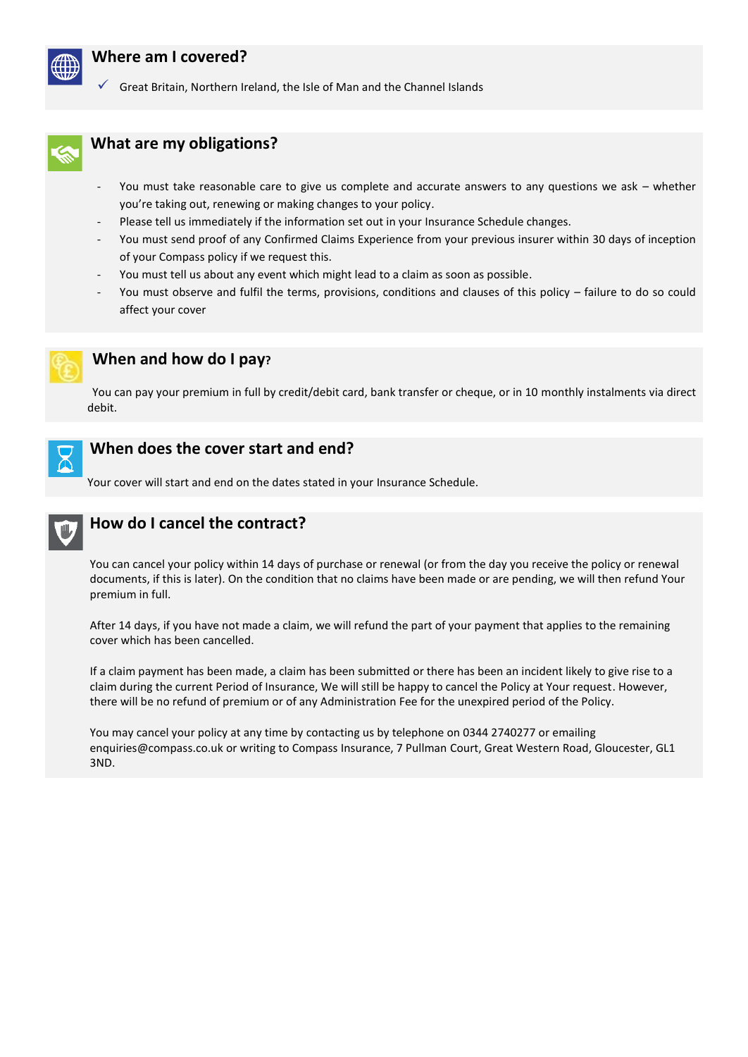## Where am I covered?

- ✓ Great Britain, Northern Ireland, the Isle of Man and the Channel Islands

## What are my obligations?

- You must take reasonable care to give us complete and accurate answers to any questions we ask – whether you're taking out, renewing or making changes to your policy.
- Please tell us immediately if the information set out in your Insurance Schedule changes.
- You must send proof of any Confirmed Claims Experience from your previous insurer within 30 days of inception of your Compass policy if we request this.
- You must tell us about any event which might lead to a claim as soon as possible.
- You must observe and fulfil the terms, provisions, conditions and clauses of this policy – failure to do so could affect your cover

## When and how do I pay?

You can pay your premium in full by credit/debit card, bank transfer or cheque, or in 10 monthly instalments via direct debit.

## When does the cover start and end?

Your cover will start and end on the dates stated in your Insurance Schedule.

## How do I cancel the contract?

You can cancel your policy within 14 days of purchase or renewal (or from the day you receive the policy or renewal documents, if this is later). On the condition that no claims have been made or are pending, we will then refund Your premium in full.

After 14 days, if you have not made a claim, we will refund the part of your payment that applies to the remaining cover which has been cancelled.

If a claim payment has been made, a claim has been submitted or there has been an incident likely to give rise to a claim during the current Period of Insurance, We will still be happy to cancel the Policy at Your request. However, there will be no refund of premium or of any Administration Fee for the unexpired period of the Policy.

You may cancel your policy at any time by contacting us by telephone on 0344 2740277 or emailing enquiries@compass.co.uk or writing to Compass Insurance, 7 Pullman Court, Great Western Road, Gloucester, GL1 3ND.